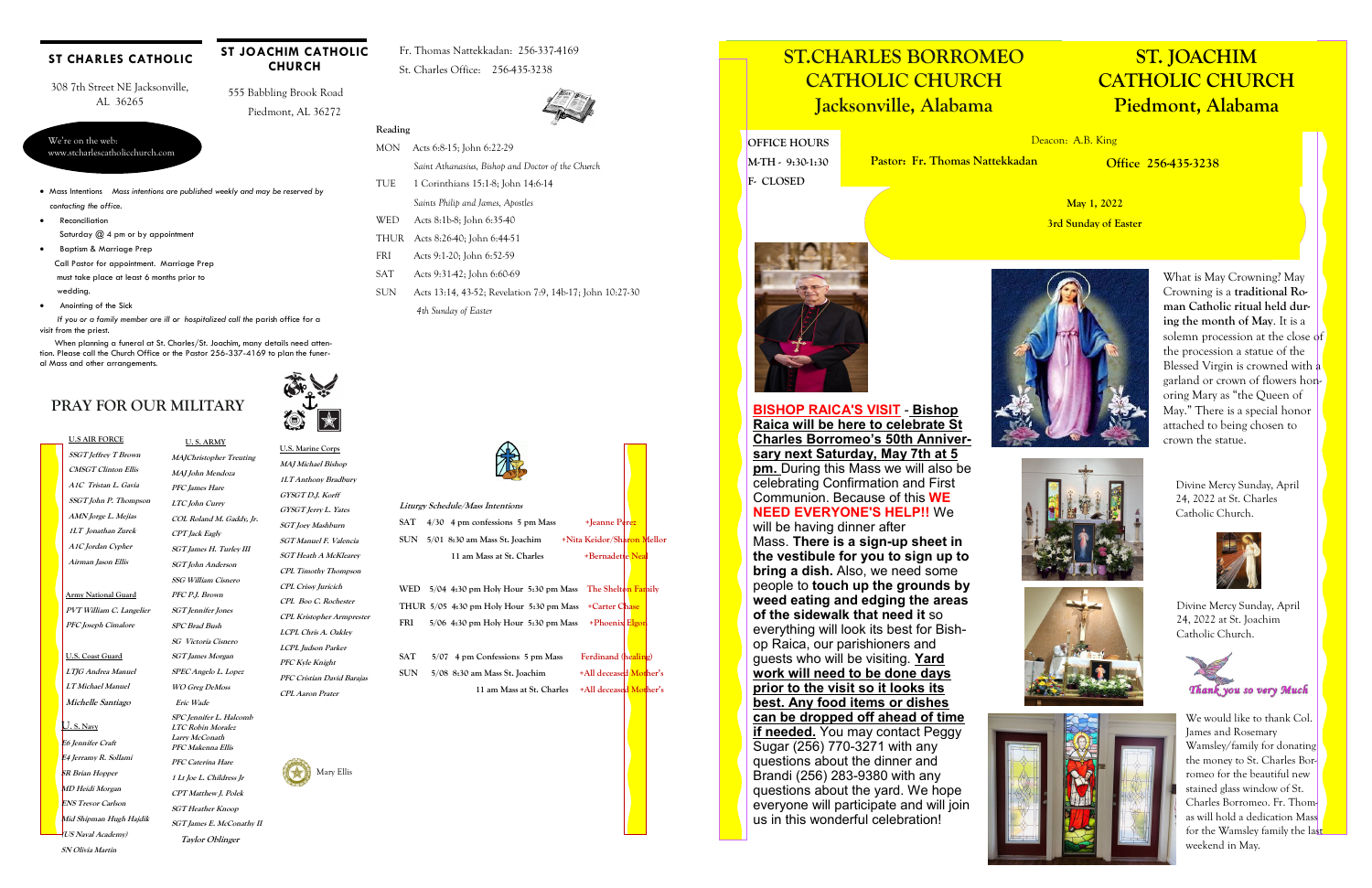## ST CHARLES CATHOLIC

308 7th Street NE Jacksonville, AL 36265

## ST JOACHIM CATHOLIC CHURCH

555 Babbling Brook Road
Piedmont, AL 36272

Fr. Thomas Nattekkadan: 256-337-4169
St. Charles Office: 256-435-3238

We're on the web:
www.stcharlescatholicchurch.com

- Mass Intentions *Mass intentions are published weekly and may be reserved by contacting the office.*
- Reconciliation
  Saturday @ 4 pm or by appointment
- Baptism & Marriage Prep
  Call Pastor for appointment. Marriage Prep must take place at least 6 months prior to wedding.
- Anointing of the Sick

*If you or a family member are ill or hospitalized call the parish office for a visit from the priest.*

When planning a funeral at St. Charles/St. Joachim, many details need attention. Please call the Church Office or the Pastor 256-337-4169 to plan the funeral Mass and other arrangements.

**Reading**

| | |
|---|---|
| MON | Acts 6:8-15; John 6:22-29 |
| | *Saint Athanasius, Bishop and Doctor of the Church* |
| TUE | 1 Corinthians 15:1-8; John 14:6-14 |
| | *Saints Philip and James, Apostles* |
| WED | Acts 8:1b-8; John 6:35-40 |
| THUR | Acts 8:26-40; John 6:44-51 |
| FRI | Acts 9:1-20; John 6:52-59 |
| SAT | Acts 9:31-42; John 6:60-69 |
| SUN | Acts 13:14, 43-52; Revelation 7:9, 14b-17; John 10:27-30 |
| | *4th Sunday of Easter* |

## PRAY FOR OUR MILITARY

**U.S AIR FORCE**
*SSGT Jeffrey T Brown*
*CMSGT Clinton Ellis*
*A1C Tristan L. Gavia*
*SSGT John P. Thompson*
*AMN Jorge L. Mejias*
*1LT Jonathan Zurek*
*A1C Jordan Cypher*
*Airman Jason Ellis*

**Army National Guard**
*PVT William C. Langeller*
*PFC Joseph Cimalore*

**U.S. Coast Guard**
*LTJG Andrea Manuel*
*LT Michael Manuel*
*Michelle Santiago*

**U. S. Navy**
*E6 Jennifer Craft*
*E4 Jerramy R. Sollami*
*SR Brian Hopper*
*MD Heidi Morgan*
*ENS Trevor Carlson*
*Mid Shipman Hugh Hajdik (US Naval Academy)*
*SN Olivia Martin*

**U. S. ARMY**
*MAJChristopher Treuting*
*MAJ John Mendoza*
*PFC James Hare*
*LTC John Curry*
*COL Roland M. Gaddy, Jr.*
*CPT Jack Eagly*
*SGT James H. Turley III*
*SGT John Anderson*
*SSG William Cisnero*
*PFC P.J. Brown*
*SGT Jennifer Jones*
*SPC Brad Bush*
*SG Victoria Cisnero*
*SGT James Morgan*
*SPEC Angelo L. Lopez*
*WO Greg DeMoss*
*Eric Wade*
*SPC Jennifer L. Halcomb*
*LTC Robin Moralez*
*Larry McConath*
*PFC Makenna Ellis*
*PFC Caterina Hare*
*1 Lt Joe L. Childress Jr*
*CPT Matthew J. Polek*
*SGT Heather Knoop*
*SGT James E. McConathy II*
*Taylor Oblinger*

**U.S. Marine Corps**
*MAJ Michael Bishop*
*1LT Anthony Bradbury*
*GYSGT D.J. Korff*
*GYSGT Jerry L. Yates*
*SGT Joey Mashburn*
*SGT Manuel F. Valencia*
*SGT Heath A McKlearey*
*CPL Timothy Thompson*
*CPL Crissy Juricich*
*CPL Boo C. Rochester*
*CPL Kristopher Armprester*
*LCPL Chris A. Oakley*
*LCPL Judson Parker*
*PFC Kyle Knight*
*PFC Cristian David Barajas*
*CPL Aaron Prater*

Mary Ellis

*Liturgy Schedule/Mass Intentions*

| | | | |
|---|---|---|---|
| SAT | 4/30 | 4 pm confessions 5 pm Mass | +Jeanne Perez |
| SUN | 5/01 | 8:30 am Mass St. Joachim | +Nita Keidor/Sharon Mellor |
| | | 11 am Mass at St. Charles | +Bernadette Neal |
| WED | 5/04 | 4:30 pm Holy Hour 5:30 pm Mass | The Shelton Family |
| THUR | 5/05 | 4:30 pm Holy Hour 5:30 pm Mass | +Carter Chase |
| FRI | 5/06 | 4:30 pm Holy Hour 5:30 pm Mass | +Phoenix Elgor |
| SAT | 5/07 | 4 pm Confessions 5 pm Mass | Ferdinand (healing) |
| SUN | 5/08 | 8:30 am Mass St. Joachim | +All deceased Mother's |
| | | 11 am Mass at St. Charles | +All deceased Mother's |

# ST.CHARLES BORROMEO CATHOLIC CHURCH Jacksonville, Alabama

# ST. JOACHIM CATHOLIC CHURCH Piedmont, Alabama

**OFFICE HOURS**
**M-TH - 9:30-1:30**
**F- CLOSED**

Deacon: A.B. King

**Pastor: Fr. Thomas Nattekkadan**

**Office 256-435-3238**

**May 1, 2022**
**3rd Sunday of Easter**

**BISHOP RAICA'S VISIT - Bishop Raica will be here to celebrate St Charles Borromeo's 50th Anniversary next Saturday, May 7th at 5 pm.** During this Mass we will also be celebrating Confirmation and First Communion. Because of this **WE NEED EVERYONE'S HELP!!** We will be having dinner after Mass. **There is a sign-up sheet in the vestibule for you to sign up to bring a dish.** Also, we need some people to **touch up the grounds by weed eating and edging the areas of the sidewalk that need it** so everything will look its best for Bishop Raica, our parishioners and guests who will be visiting. **Yard work will need to be done days prior to the visit so it looks its best. Any food items or dishes can be dropped off ahead of time if needed.** You may contact Peggy Sugar (256) 770-3271 with any questions about the dinner and Brandi (256) 283-9380 with any questions about the yard. We hope everyone will participate and will join us in this wonderful celebration!

What is May Crowning? May Crowning is a **traditional Roman Catholic ritual held during the month of May**. It is a solemn procession at the close of the procession a statue of the Blessed Virgin is crowned with a garland or crown of flowers honoring Mary as "the Queen of May." There is a special honor attached to being chosen to crown the statue.

Divine Mercy Sunday, April 24, 2022 at St. Charles Catholic Church.

Divine Mercy Sunday, April 24, 2022 at St. Joachim Catholic Church.

Thank you so very Much

We would like to thank Col. James and Rosemary Wamsley/family for donating the money to St. Charles Borromeo for the beautiful new stained glass window of St. Charles Borromeo. Fr. Thomas will hold a dedication Mass for the Wamsley family the last weekend in May.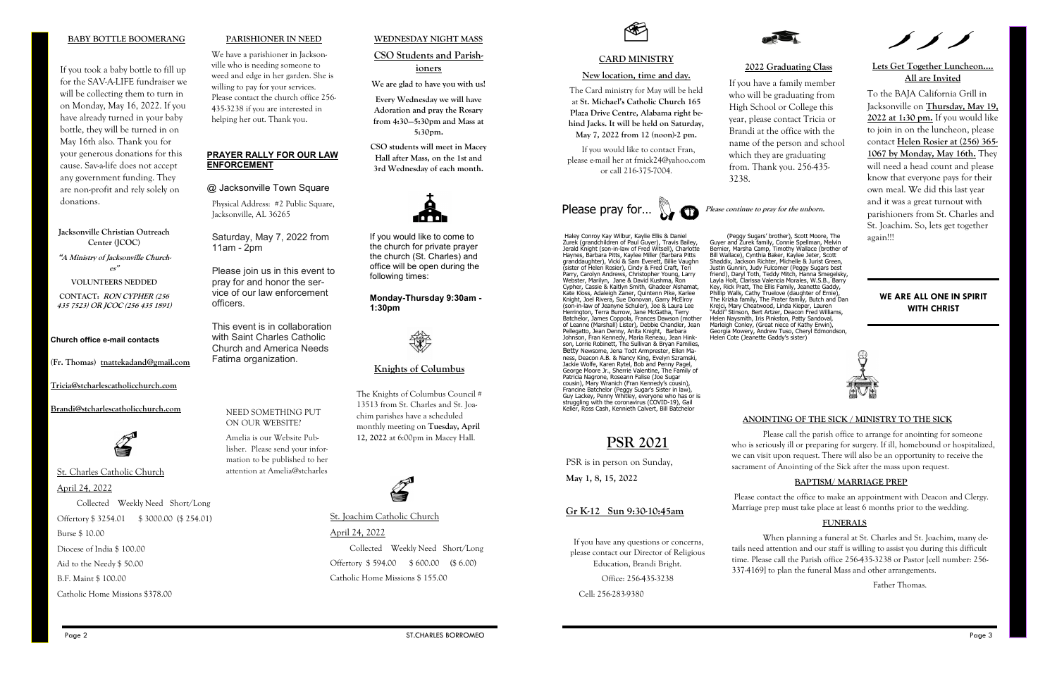## BABY BOTTLE BOOMERANG

If you took a baby bottle to fill up for the SAV-A-LIFE fundraiser we will be collecting them to turn in on Monday, May 16, 2022. If you have already turned in your baby bottle, they will be turned in on May 16th also. Thank you for your generous donations for this cause. Sav-a-life does not accept any government funding. They are non-profit and rely solely on donations.

**Jacksonville Christian Outreach Center (JCOC)**

***"A Ministry of Jacksonville Churches"***

**VOLUNTEERS NEDDED**

**CONTACT: *RON CYPHER (256 435 7523) OR JCOC (256 435 1891)***

**Church office e-mail contacts**

**(Fr. Thomas) tnattekadand@gmail.com**

**Tricia@stcharlescatholicchurch.com**

**Brandi@stcharlescatholicchurch.com**

St. Charles Catholic Church

April 24, 2022

| | Collected | Weekly Need | Short/Long |
|---|---|---|---|
| Offertory | $ 3254.01 | $ 3000.00 | ($ 254.01) |
| Burse | $ 10.00 | | |
| Diocese of India | $ 100.00 | | |
| Aid to the Needy | $ 50.00 | | |
| B.F. Maint | $ 100.00 | | |
| Catholic Home Missions | $378.00 | | |

## PARISHIONER IN NEED

We have a parishioner in Jacksonville who is needing someone to weed and edge in her garden. She is willing to pay for your services. Please contact the church office 256-435-3238 if you are interested in helping her out. Thank you.

## PRAYER RALLY FOR OUR LAW ENFORCEMENT

@ Jacksonville Town Square

Physical Address: #2 Public Square, Jacksonville, AL 36265

Saturday, May 7, 2022 from 11am - 2pm

Please join us in this event to pray for and honor the service of our law enforcement officers.

This event is in collaboration with Saint Charles Catholic Church and America Needs Fatima organization.

NEED SOMETHING PUT ON OUR WEBSITE?

Amelia is our Website Publisher. Please send your information to be published to her attention at Amelia@stcharles

## WEDNESDAY NIGHT MASS

### CSO Students and Parishioners

**We are glad to have you with us!**

**Every Wednesday we will have Adoration and pray the Rosary from 4:30—5:30pm and Mass at 5:30pm.**

**CSO students will meet in Macey Hall after Mass, on the 1st and 3rd Wednesday of each month.**

If you would like to come to the church for private prayer the church (St. Charles) and office will be open during the following times:

**Monday-Thursday 9:30am - 1:30pm**

## Knights of Columbus

The Knights of Columbus Council # 13513 from St. Charles and St. Joachim parishes have a scheduled monthly meeting on **Tuesday, April 12, 2022** at 6:00pm in Macey Hall.

St. Joachim Catholic Church

April 24, 2022

| | Collected | Weekly Need | Short/Long |
|---|---|---|---|
| Offertory | $ 594.00 | $ 600.00 | ($ 6.00) |
| Catholic Home Missions | $ 155.00 | | |

## CARD MINISTRY

### New location, time and day.

The Card ministry for May will be held at **St. Michael's Catholic Church 165 Plaza Drive Centre, Alabama right behind Jacks. It will be held on Saturday, May 7, 2022 from 12 (noon)-2 pm.**

If you would like to contact Fran, please e-mail her at fmick24@yahoo.com or call 216-375-7004.

## 2022 Graduating Class

If you have a family member who will be graduating from High School or College this year, please contact Tricia or Brandi at the office with the name of the person and school which they are graduating from. Thank you. 256-435-3238.

## Please pray for…

***Please continue to pray for the unborn.***

Haley Conroy Kay Wilbur, Kaylie Ellis & Daniel Zurek (grandchildren of Paul Guyer), Travis Bailey, Jerald Knight (son-in-law of Fred Witsell), Charlotte Haynes, Barbara Pitts, Kaylee Miller (Barbara Pitts granddaughter), Vicki & Sam Everett, Billie Vaughn (sister of Helen Rosier), Cindy & Fred Craft, Teri Parry, Carolyn Andrews, Christopher Young, Larry Webster, Marilyn, Jane & David Kushma, Ron Cypher, Cassie & Kaitlyn Smith, Ghadeer Alshamat, Kate Kloss, Adaleigh Zaner, Quintenn Pike, Karlee Knight, Joel Rivera, Sue Donovan, Garry McElroy (son-in-law of Jeanyne Schuler), Joe & Laura Lee Herrington, Terra Burrow, Jane McGatha, Terry Batchelor, James Coppola, Frances Dawson (mother of Leanne (Marshall) Lister), Debbie Chandler, Jean Pellegatto, Jean Denny, Anita Knight, Barbara Johnson, Fran Kennedy, Maria Reneau, Jean Hinkson, Lorrie Robinett, The Sullivan & Bryan Families, Betty Newsome, Jena Todt Armprester, Ellen Maness, Deacon A.B. & Nancy King, Evelyn Szramski, Jackie Wolfe, Karen Rytel, Bob and Penny Pagel, George Moore Jr., Sherrie Valentine, The Family of Patricia Nagrone, Roseann Falise (Joe Sugar cousin), Mary Wranich (Fran Kennedy's cousin), Francine Batchelor (Peggy Sugar's Sister in law), Guy Lackey, Penny Whitley, everyone who has or is struggling with the coronavirus (COVID-19), Gail Keller, Ross Cash, Kennieth Calvert, Bill Batchelor (Peggy Sugars' brother), Scott Moore, The Guyer and Zurek family, Connie Spellman, Melvin Bernier, Marsha Camp, Timothy Wallace (brother of Bill Wallace), Cynthia Baker, Kaylee Jeter, Scott Shaddix, Jackson Richter, Michelle & Jurist Green, Justin Gunnin, Judy Fulcomer (Peggy Sugars best friend), Daryl Toth, Teddy Mitch, Hanna Smegelsky, Layla Holt, Clarissa Valencia Morales, W.S.B., Barry Key, Rick Pratt, The Ellis Family, Jeanette Gaddy, Phillip Walls, Cathy Truelove (daughter of Ernie), The Krizka family, The Prater family, Butch and Dan Krejci, Mary Cheatwood, Linda Kieper, Lauren "Addi" Stinson, Bert Artzer, Deacon Fred Williams, Helen Naysmith, Iris Pinkston, Patty Sandoval, Marleigh Conley, (Great niece of Kathy Erwin), Georgia Mowery, Andrew Tuso, Cheryl Edmondson, Helen Cote (Jeanette Gaddy's sister)

# PSR 2021

PSR is in person on Sunday,

**May 1, 8, 15, 2022**

**Gr K-12 Sun 9:30-10:45am**

If you have any questions or concerns, please contact our Director of Religious Education, Brandi Bright.

Office: 256-435-3238

Cell: 256-283-9380

## Lets Get Together Luncheon.... All are Invited

To the BAJA California Grill in Jacksonville on **Thursday, May 19, 2022 at 1:30 pm.** If you would like to join in on the luncheon, please contact **Helen Rosier at (256) 365-1067 by Monday, May 16th.** They will need a head count and please know that everyone pays for their own meal. We did this last year and it was a great turnout with parishioners from St. Charles and St. Joachim. So, lets get together again!!!

**WE ARE ALL ONE IN SPIRIT WITH CHRIST**

## ANOINTING OF THE SICK / MINISTRY TO THE SICK

Please call the parish office to arrange for anointing for someone who is seriously ill or preparing for surgery. If ill, homebound or hospitalized, we can visit upon request. There will also be an opportunity to receive the sacrament of Anointing of the Sick after the mass upon request.

## BAPTISM/ MARRIAGE PREP

Please contact the office to make an appointment with Deacon and Clergy. Marriage prep must take place at least 6 months prior to the wedding.

## FUNERALS

When planning a funeral at St. Charles and St. Joachim, many details need attention and our staff is willing to assist you during this difficult time. Please call the Parish office 256-435-3238 or Pastor [cell number: 256-337-4169] to plan the funeral Mass and other arrangements.

Father Thomas.